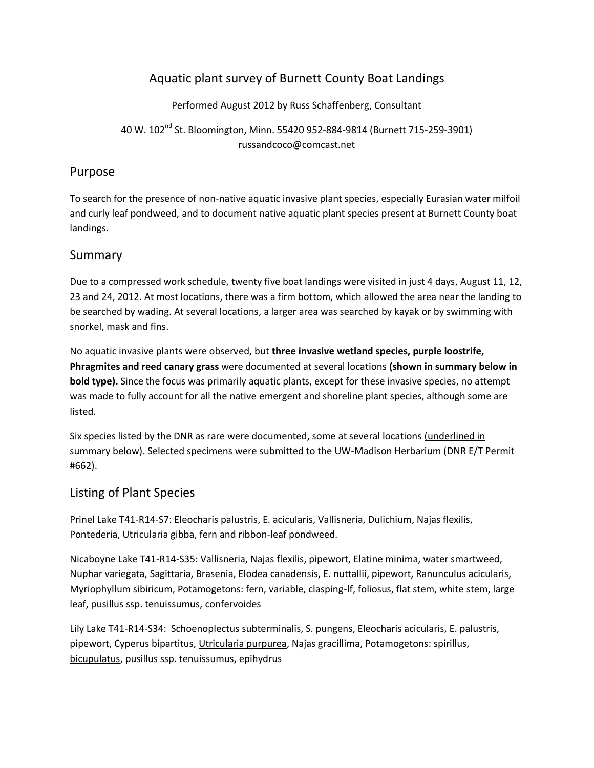# Aquatic plant survey of Burnett County Boat Landings

Performed August 2012 by Russ Schaffenberg, Consultant

40 W. 102nd St. Bloomington, Minn. 55420 952-884-9814 (Burnett 715-259-3901)
russandcoco@comcast.net

## Purpose

To search for the presence of non-native aquatic invasive plant species, especially Eurasian water milfoil and curly leaf pondweed, and to document native aquatic plant species present at Burnett County boat landings.

## Summary

Due to a compressed work schedule, twenty five boat landings were visited in just 4 days, August 11, 12, 23 and 24, 2012. At most locations, there was a firm bottom, which allowed the area near the landing to be searched by wading. At several locations, a larger area was searched by kayak or by swimming with snorkel, mask and fins.

No aquatic invasive plants were observed, but **three invasive wetland species, purple loostrife, Phragmites and reed canary grass** were documented at several locations **(shown in summary below in bold type).** Since the focus was primarily aquatic plants, except for these invasive species, no attempt was made to fully account for all the native emergent and shoreline plant species, although some are listed.

Six species listed by the DNR as rare were documented, some at several locations <u>(underlined in summary below)</u>. Selected specimens were submitted to the UW-Madison Herbarium (DNR E/T Permit #662).

## Listing of Plant Species

Prinel Lake T41-R14-S7: Eleocharis palustris, E. acicularis, Vallisneria, Dulichium, Najas flexilis, Pontederia, Utricularia gibba, fern and ribbon-leaf pondweed.

Nicaboyne Lake T41-R14-S35: Vallisneria, Najas flexilis, pipewort, Elatine minima, water smartweed, Nuphar variegata, Sagittaria, Brasenia, Elodea canadensis, E. nuttallii, pipewort, Ranunculus acicularis, Myriophyllum sibiricum, Potamogetons: fern, variable, clasping-lf, foliosus, flat stem, white stem, large leaf, pusillus ssp. tenuissumus, <u>confervoides</u>

Lily Lake T41-R14-S34: Schoenoplectus subterminalis, S. pungens, Eleocharis acicularis, E. palustris, pipewort, Cyperus bipartitus, <u>Utricularia purpurea</u>, Najas gracillima, Potamogetons: spirillus, <u>bicupulatus</u>, pusillus ssp. tenuissumus, epihydrus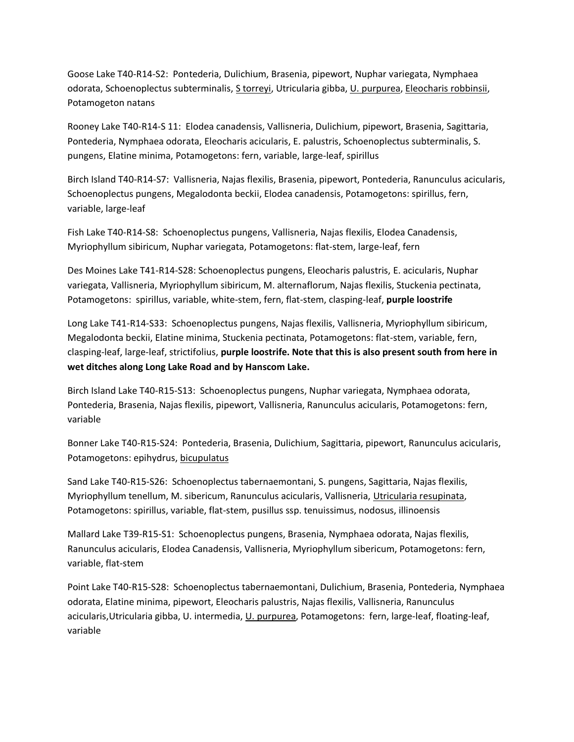Goose Lake T40-R14-S2: Pontederia, Dulichium, Brasenia, pipewort, Nuphar variegata, Nymphaea odorata, Schoenoplectus subterminalis, <u>S torreyi</u>, Utricularia gibba, <u>U. purpurea</u>, <u>Eleocharis robbinsii</u>, Potamogeton natans

Rooney Lake T40-R14-S 11: Elodea canadensis, Vallisneria, Dulichium, pipewort, Brasenia, Sagittaria, Pontederia, Nymphaea odorata, Eleocharis acicularis, E. palustris, Schoenoplectus subterminalis, S. pungens, Elatine minima, Potamogetons: fern, variable, large-leaf, spirillus

Birch Island T40-R14-S7: Vallisneria, Najas flexilis, Brasenia, pipewort, Pontederia, Ranunculus acicularis, Schoenoplectus pungens, Megalodonta beckii, Elodea canadensis, Potamogetons: spirillus, fern, variable, large-leaf

Fish Lake T40-R14-S8: Schoenoplectus pungens, Vallisneria, Najas flexilis, Elodea Canadensis, Myriophyllum sibiricum, Nuphar variegata, Potamogetons: flat-stem, large-leaf, fern

Des Moines Lake T41-R14-S28: Schoenoplectus pungens, Eleocharis palustris, E. acicularis, Nuphar variegata, Vallisneria, Myriophyllum sibiricum, M. alternaflorum, Najas flexilis, Stuckenia pectinata, Potamogetons: spirillus, variable, white-stem, fern, flat-stem, clasping-leaf, **purple loostrife**

Long Lake T41-R14-S33: Schoenoplectus pungens, Najas flexilis, Vallisneria, Myriophyllum sibiricum, Megalodonta beckii, Elatine minima, Stuckenia pectinata, Potamogetons: flat-stem, variable, fern, clasping-leaf, large-leaf, strictifolius, **purple loostrife. Note that this is also present south from here in wet ditches along Long Lake Road and by Hanscom Lake.**

Birch Island Lake T40-R15-S13: Schoenoplectus pungens, Nuphar variegata, Nymphaea odorata, Pontederia, Brasenia, Najas flexilis, pipewort, Vallisneria, Ranunculus acicularis, Potamogetons: fern, variable

Bonner Lake T40-R15-S24: Pontederia, Brasenia, Dulichium, Sagittaria, pipewort, Ranunculus acicularis, Potamogetons: epihydrus, <u>bicupulatus</u>

Sand Lake T40-R15-S26: Schoenoplectus tabernaemontani, S. pungens, Sagittaria, Najas flexilis, Myriophyllum tenellum, M. sibericum, Ranunculus acicularis, Vallisneria, <u>Utricularia resupinata</u>, Potamogetons: spirillus, variable, flat-stem, pusillus ssp. tenuissimus, nodosus, illinoensis

Mallard Lake T39-R15-S1: Schoenoplectus pungens, Brasenia, Nymphaea odorata, Najas flexilis, Ranunculus acicularis, Elodea Canadensis, Vallisneria, Myriophyllum sibericum, Potamogetons: fern, variable, flat-stem

Point Lake T40-R15-S28: Schoenoplectus tabernaemontani, Dulichium, Brasenia, Pontederia, Nymphaea odorata, Elatine minima, pipewort, Eleocharis palustris, Najas flexilis, Vallisneria, Ranunculus acicularis,Utricularia gibba, U. intermedia, <u>U. purpurea</u>, Potamogetons: fern, large-leaf, floating-leaf, variable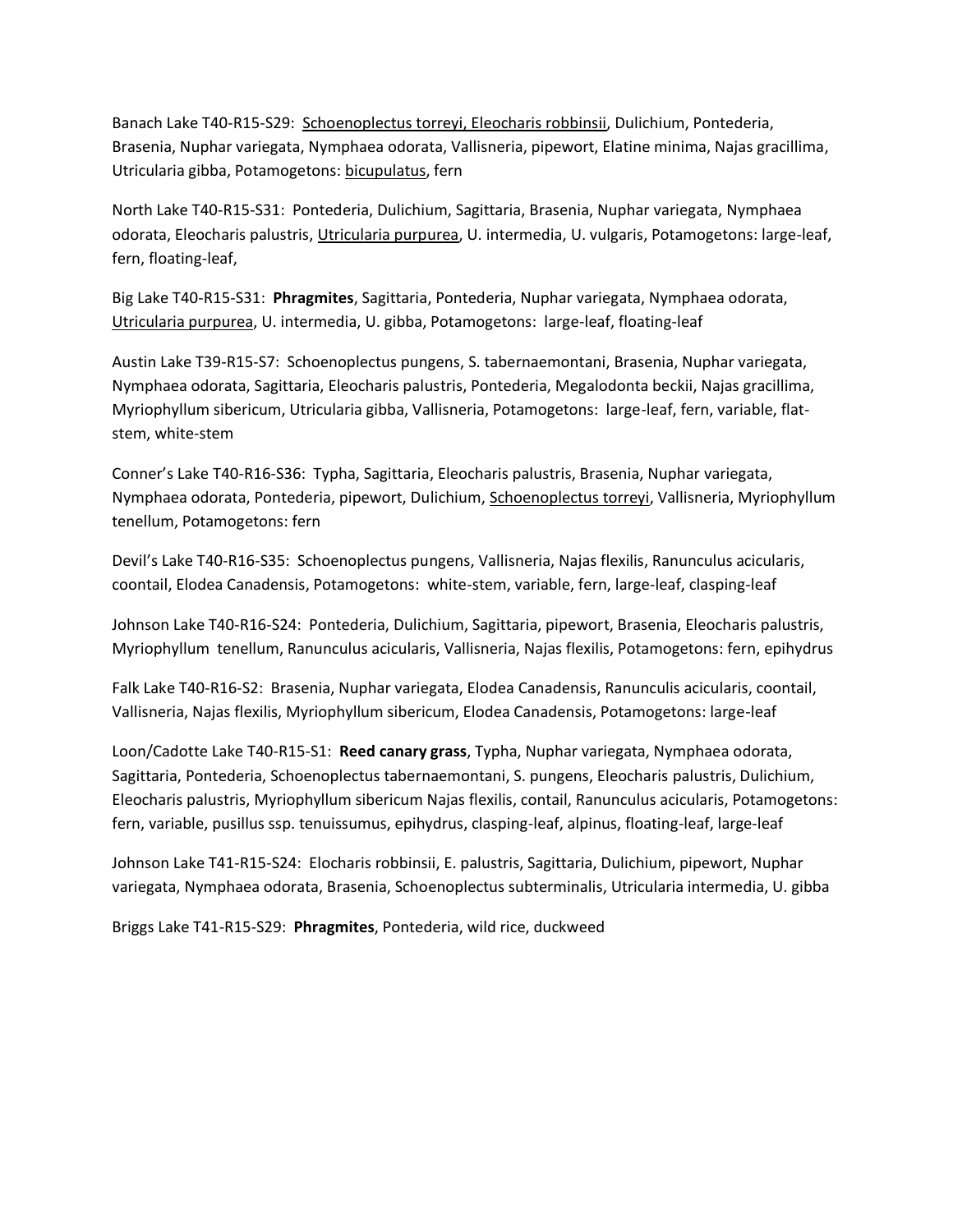Banach Lake T40-R15-S29: <u>Schoenoplectus torreyi, Eleocharis robbinsii</u>, Dulichium, Pontederia, Brasenia, Nuphar variegata, Nymphaea odorata, Vallisneria, pipewort, Elatine minima, Najas gracillima, Utricularia gibba, Potamogetons: <u>bicupulatus</u>, fern

North Lake T40-R15-S31: Pontederia, Dulichium, Sagittaria, Brasenia, Nuphar variegata, Nymphaea odorata, Eleocharis palustris, <u>Utricularia purpurea</u>, U. intermedia, U. vulgaris, Potamogetons: large-leaf, fern, floating-leaf,

Big Lake T40-R15-S31: **Phragmites**, Sagittaria, Pontederia, Nuphar variegata, Nymphaea odorata, <u>Utricularia purpurea</u>, U. intermedia, U. gibba, Potamogetons: large-leaf, floating-leaf

Austin Lake T39-R15-S7: Schoenoplectus pungens, S. tabernaemontani, Brasenia, Nuphar variegata, Nymphaea odorata, Sagittaria, Eleocharis palustris, Pontederia, Megalodonta beckii, Najas gracillima, Myriophyllum sibericum, Utricularia gibba, Vallisneria, Potamogetons: large-leaf, fern, variable, flat-stem, white-stem

Conner's Lake T40-R16-S36: Typha, Sagittaria, Eleocharis palustris, Brasenia, Nuphar variegata, Nymphaea odorata, Pontederia, pipewort, Dulichium, <u>Schoenoplectus torreyi</u>, Vallisneria, Myriophyllum tenellum, Potamogetons: fern

Devil's Lake T40-R16-S35: Schoenoplectus pungens, Vallisneria, Najas flexilis, Ranunculus acicularis, coontail, Elodea Canadensis, Potamogetons: white-stem, variable, fern, large-leaf, clasping-leaf

Johnson Lake T40-R16-S24: Pontederia, Dulichium, Sagittaria, pipewort, Brasenia, Eleocharis palustris, Myriophyllum tenellum, Ranunculus acicularis, Vallisneria, Najas flexilis, Potamogetons: fern, epihydrus

Falk Lake T40-R16-S2: Brasenia, Nuphar variegata, Elodea Canadensis, Ranunculis acicularis, coontail, Vallisneria, Najas flexilis, Myriophyllum sibericum, Elodea Canadensis, Potamogetons: large-leaf

Loon/Cadotte Lake T40-R15-S1: **Reed canary grass**, Typha, Nuphar variegata, Nymphaea odorata, Sagittaria, Pontederia, Schoenoplectus tabernaemontani, S. pungens, Eleocharis palustris, Dulichium, Eleocharis palustris, Myriophyllum sibericum Najas flexilis, contail, Ranunculus acicularis, Potamogetons: fern, variable, pusillus ssp. tenuissumus, epihydrus, clasping-leaf, alpinus, floating-leaf, large-leaf

Johnson Lake T41-R15-S24: Elocharis robbinsii, E. palustris, Sagittaria, Dulichium, pipewort, Nuphar variegata, Nymphaea odorata, Brasenia, Schoenoplectus subterminalis, Utricularia intermedia, U. gibba

Briggs Lake T41-R15-S29: **Phragmites**, Pontederia, wild rice, duckweed